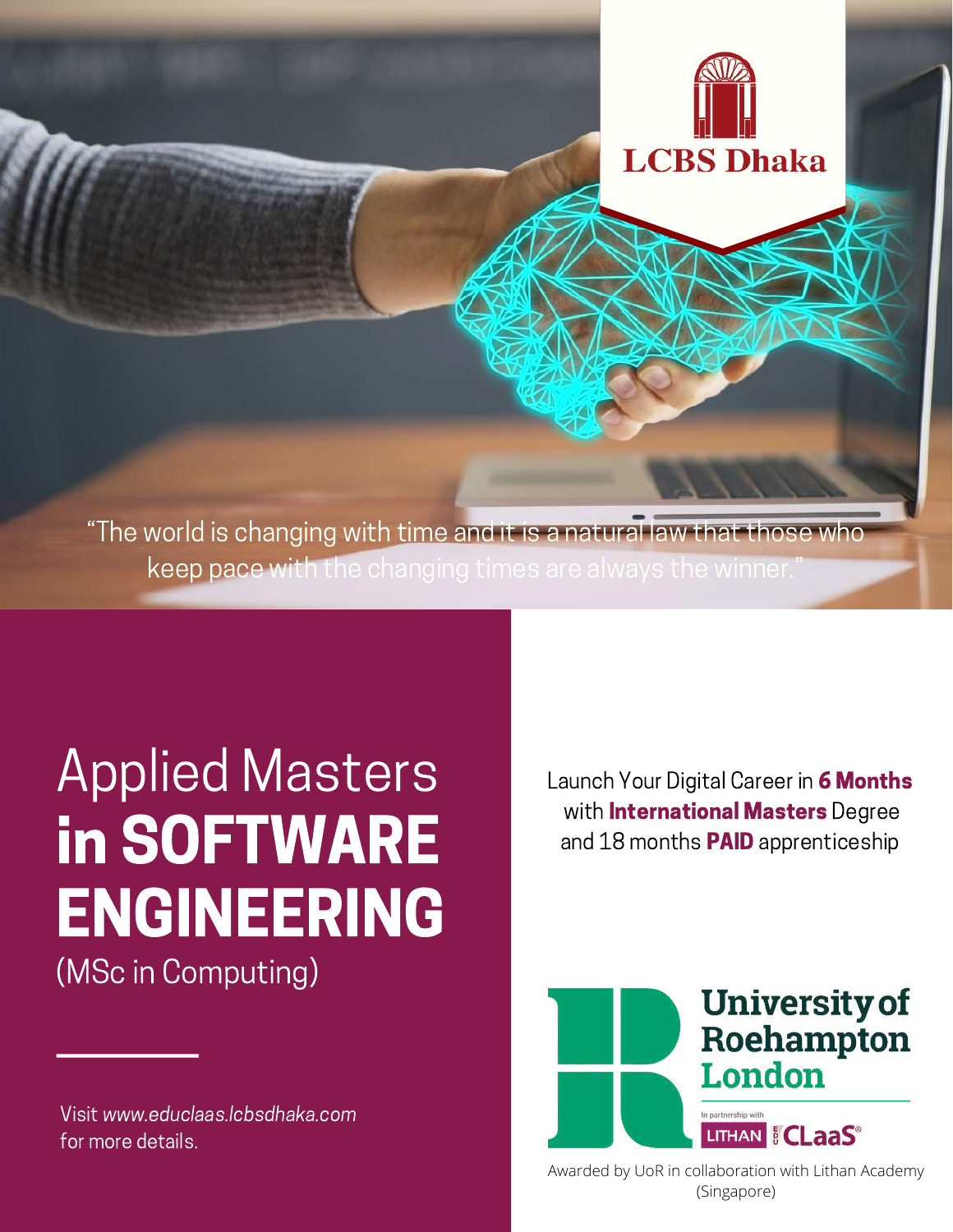LCBS Dhaka

"The world is changing with time and it is a natural law that those who keep pace with the changing times are always the winner."

# Applied Masters **in SOFTWARE ENGINEERING**

(MSc in Computing)

Launch Your Digital Career in **6 Months** with **International Masters** Degree and 18 months **PAID** apprenticeship

University of Roehampton London

In partnership with LITHAN EduCLaaS

Awarded by UoR in collaboration with Lithan Academy (Singapore)

Visit *www.educlaas.lcbsdhaka.com* for more details.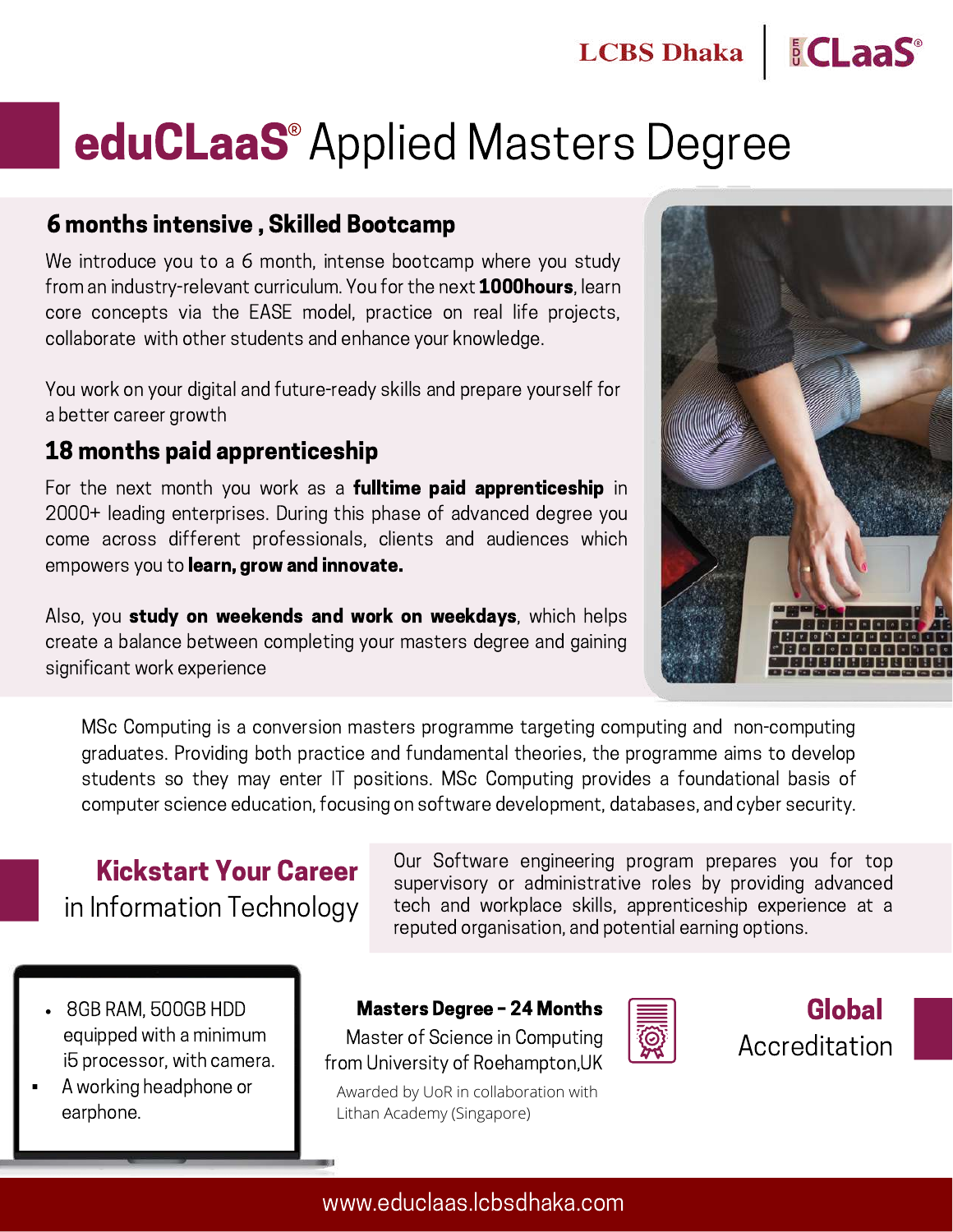LCBS Dhaka | eduCLaaS®

# eduCLaaS® Applied Masters Degree

## 6 months intensive , Skilled Bootcamp

We introduce you to a 6 month, intense bootcamp where you study from an industry-relevant curriculum. You for the next **1000hours**, learn core concepts via the EASE model, practice on real life projects, collaborate with other students and enhance your knowledge.

You work on your digital and future-ready skills and prepare yourself for a better career growth

## 18 months paid apprenticeship

For the next month you work as a **fulltime paid apprenticeship** in 2000+ leading enterprises. During this phase of advanced degree you come across different professionals, clients and audiences which empowers you to **learn, grow and innovate.**

Also, you **study on weekends and work on weekdays**, which helps create a balance between completing your masters degree and gaining significant work experience

MSc Computing is a conversion masters programme targeting computing and non-computing graduates. Providing both practice and fundamental theories, the programme aims to develop students so they may enter IT positions. MSc Computing provides a foundational basis of computer science education, focusing on software development, databases, and cyber security.

## Kickstart Your Career in Information Technology

Our Software engineering program prepares you for top supervisory or administrative roles by providing advanced tech and workplace skills, apprenticeship experience at a reputed organisation, and potential earning options.

- 8GB RAM, 500GB HDD equipped with a minimum i5 processor, with camera.
- A working headphone or earphone.

**Masters Degree - 24 Months**

Master of Science in Computing from University of Roehampton,UK

Awarded by UoR in collaboration with Lithan Academy (Singapore)

**Global** Accreditation

www.educlaas.lcbsdhaka.com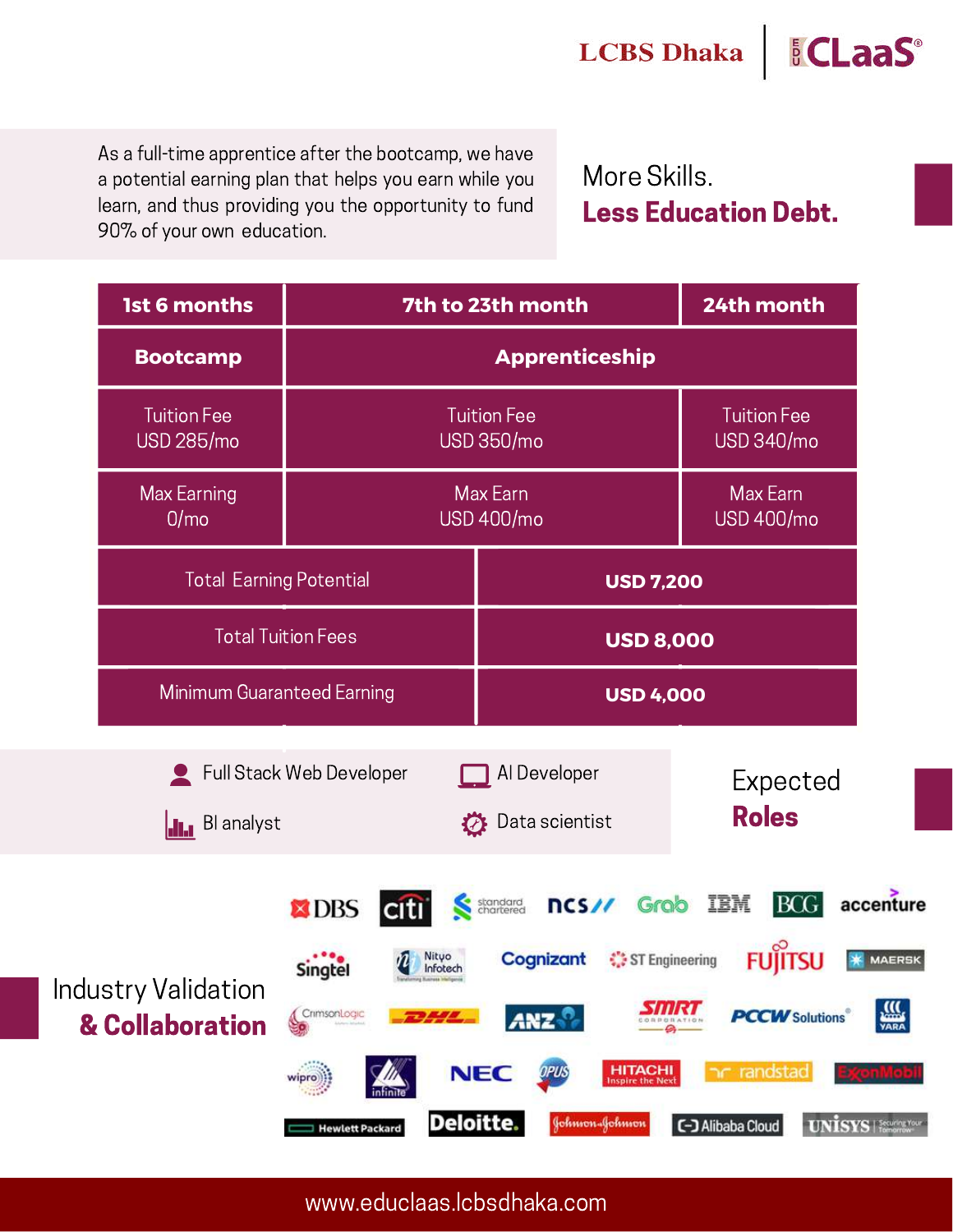As a full-time apprentice after the bootcamp, we have a potential earning plan that helps you earn while you learn, and thus providing you the opportunity to fund 90% of your own education.

## More Skills.
## **Less Education Debt.**

| 1st 6 months | 7th to 23th month | 24th month |
|---|---|---|
| **Bootcamp** | **Apprenticeship** | |
| Tuition Fee USD 285/mo | Tuition Fee USD 350/mo | Tuition Fee USD 340/mo |
| Max Earning 0/mo | Max Earn USD 400/mo | Max Earn USD 400/mo |

| | |
|---|---|
| Total Earning Potential | **USD 7,200** |
| Total Tuition Fees | **USD 8,000** |
| Minimum Guaranteed Earning | **USD 4,000** |

## Expected **Roles**

- Full Stack Web Developer
- AI Developer
- BI analyst
- Data scientist

## Industry Validation **& Collaboration**

DBS, citi, standard chartered, ncs, Grab, IBM, BCG, accenture, Singtel, Nityo Infotech, Cognizant, ST Engineering, FUJITSU, MAERSK, CrimsonLogic, DHL, ANZ, SMRT Corporation, PCCW Solutions, YARA, wipro, infinite, NEC, OPUS, HITACHI Inspire the Next, randstad, ExxonMobil, Hewlett Packard, Deloitte., Johnson & Johnson, Alibaba Cloud, UNISYS Securing Your Tomorrow

www.educlaas.lcbsdhaka.com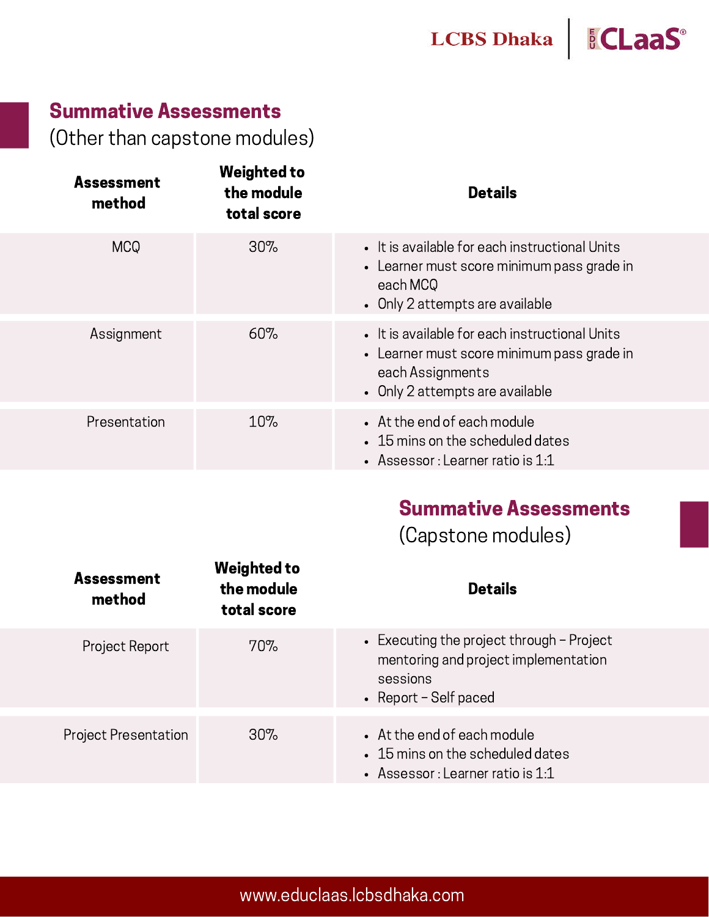## Summative Assessments

(Other than capstone modules)

| Assessment method | Weighted to the module total score | Details |
| --- | --- | --- |
| MCQ | 30% | • It is available for each instructional Units<br>• Learner must score minimum pass grade in each MCQ<br>• Only 2 attempts are available |
| Assignment | 60% | • It is available for each instructional Units<br>• Learner must score minimum pass grade in each Assignments<br>• Only 2 attempts are available |
| Presentation | 10% | • At the end of each module<br>• 15 mins on the scheduled dates<br>• Assessor : Learner ratio is 1:1 |

## Summative Assessments

(Capstone modules)

| Assessment method | Weighted to the module total score | Details |
| --- | --- | --- |
| Project Report | 70% | • Executing the project through – Project mentoring and project implementation sessions<br>• Report – Self paced |
| Project Presentation | 30% | • At the end of each module<br>• 15 mins on the scheduled dates<br>• Assessor : Learner ratio is 1:1 |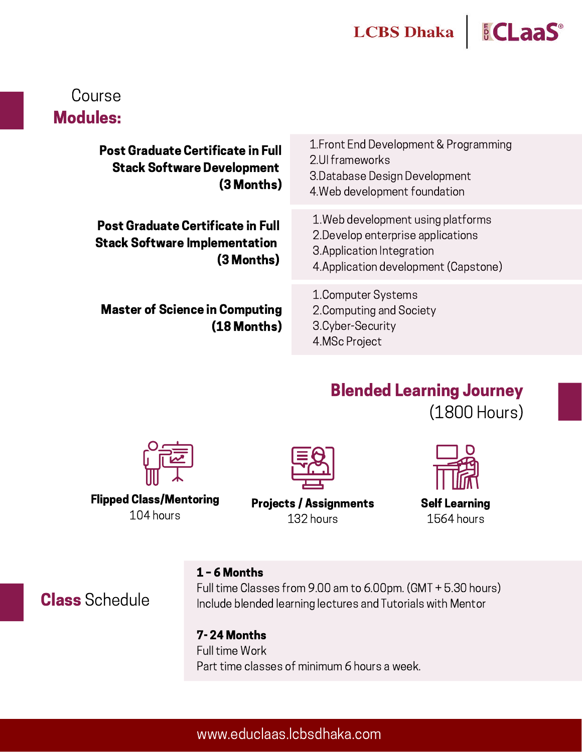## Course **Modules:**

| Program | Modules |
| --- | --- |
| **Post Graduate Certificate in Full Stack Software Development (3 Months)** | 1.Front End Development & Programming<br>2.UI frameworks<br>3.Database Design Development<br>4.Web development foundation |
| **Post Graduate Certificate in Full Stack Software Implementation (3 Months)** | 1.Web development using platforms<br>2.Develop enterprise applications<br>3.Application Integration<br>4.Application development (Capstone) |
| **Master of Science in Computing (18 Months)** | 1.Computer Systems<br>2.Computing and Society<br>3.Cyber-Security<br>4.MSc Project |

## Blended Learning Journey (1800 Hours)

**Flipped Class/Mentoring**
104 hours

**Projects / Assignments**
132 hours

**Self Learning**
1564 hours

## **Class** Schedule

**1 - 6 Months**
Full time Classes from 9.00 am to 6.00pm. (GMT + 5.30 hours)
Include blended learning lectures and Tutorials with Mentor

**7- 24 Months**
Full time Work
Part time classes of minimum 6 hours a week.

www.educlaas.lcbsdhaka.com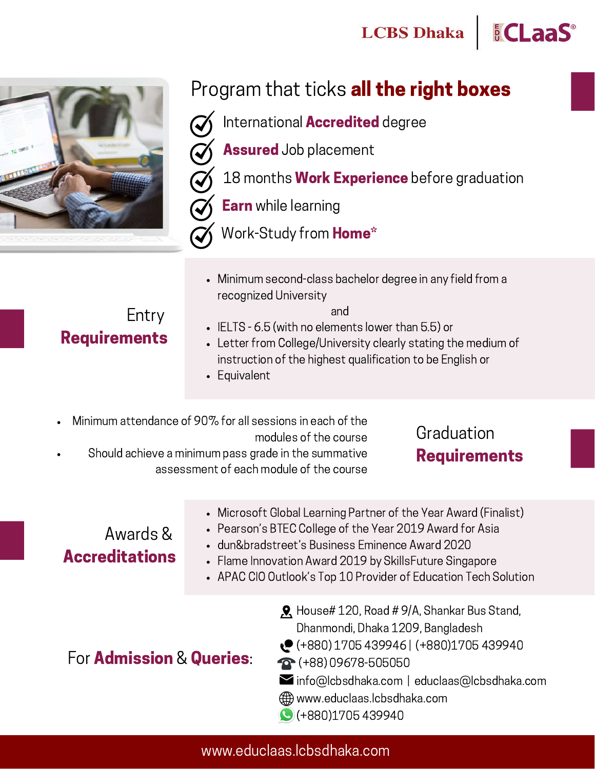LCBS Dhaka | EDU CLaaS®

## Program that ticks **all the right boxes**

- International **Accredited** degree
- **Assured** Job placement
- 18 months **Work Experience** before graduation
- **Earn** while learning
- Work-Study from **Home***

## Entry **Requirements**

- Minimum second-class bachelor degree in any field from a recognized University

  and

- IELTS - 6.5 (with no elements lower than 5.5) or
- Letter from College/University clearly stating the medium of instruction of the highest qualification to be English or
- Equivalent

## Graduation **Requirements**

- Minimum attendance of 90% for all sessions in each of the modules of the course
- Should achieve a minimum pass grade in the summative assessment of each module of the course

## Awards & **Accreditations**

- Microsoft Global Learning Partner of the Year Award (Finalist)
- Pearson's BTEC College of the Year 2019 Award for Asia
- dun&bradstreet's Business Eminence Award 2020
- Flame Innovation Award 2019 by SkillsFuture Singapore
- APAC CIO Outlook's Top 10 Provider of Education Tech Solution

## For **Admission** & **Queries**:

House# 120, Road # 9/A, Shankar Bus Stand, Dhanmondi, Dhaka 1209, Bangladesh
(+880) 1705 439946 | (+880)1705 439940
(+88) 09678-505050
info@lcbsdhaka.com | educlaas@lcbsdhaka.com
www.educlaas.lcbsdhaka.com
(+880)1705 439940

www.educlaas.lcbsdhaka.com